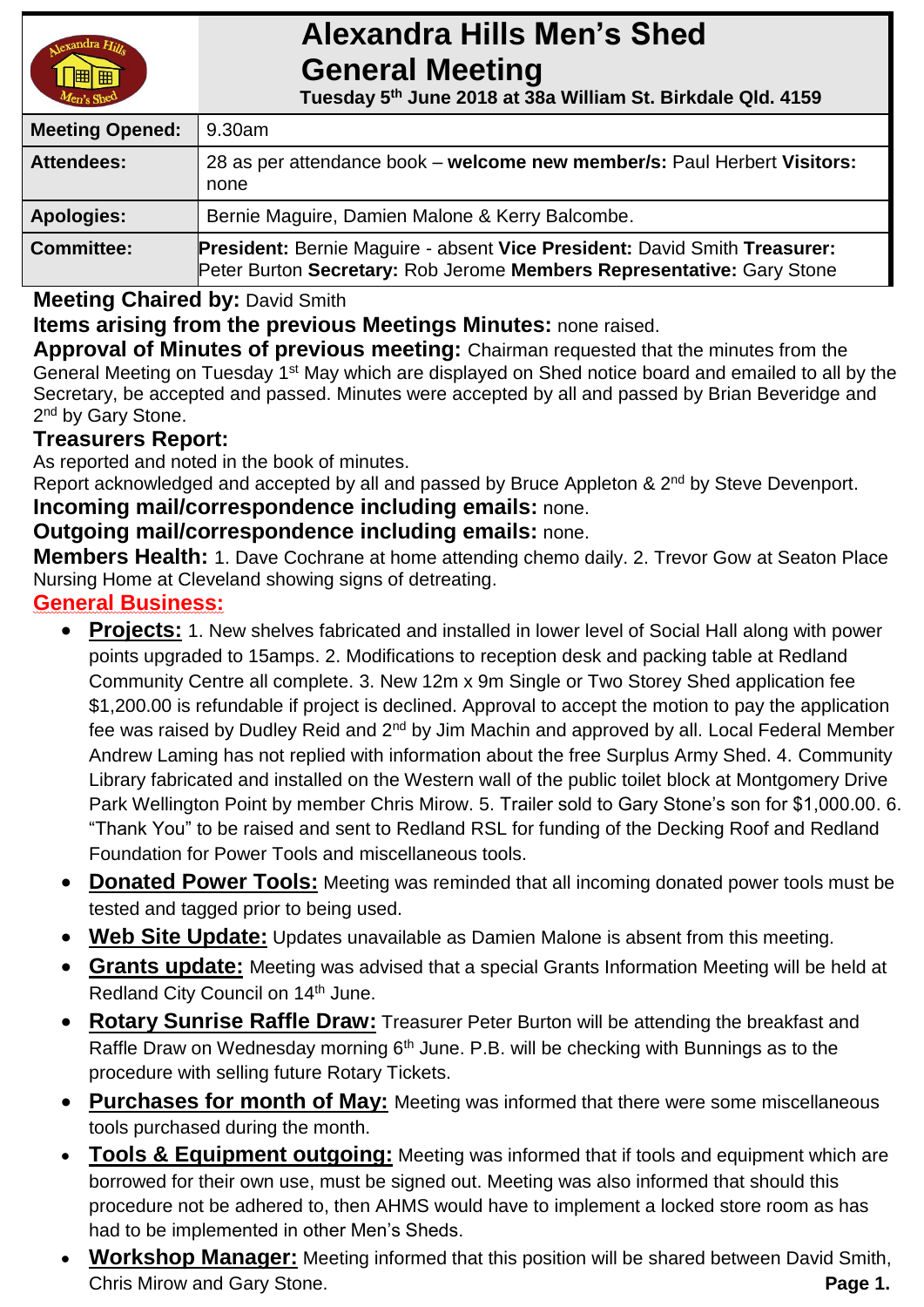# Alexandra Hills Men's Shed
# General Meeting

**Tuesday 5th June 2018 at 38a William St. Birkdale Qld. 4159**

| | |
|---|---|
| **Meeting Opened:** | 9.30am |
| **Attendees:** | 28 as per attendance book – **welcome new member/s:** Paul Herbert **Visitors:** none |
| **Apologies:** | Bernie Maguire, Damien Malone & Kerry Balcombe. |
| **Committee:** | **President:** Bernie Maguire - absent **Vice President:** David Smith **Treasurer:** Peter Burton **Secretary:** Rob Jerome **Members Representative:** Gary Stone |

**Meeting Chaired by:** David Smith

**Items arising from the previous Meetings Minutes:** none raised.

**Approval of Minutes of previous meeting:** Chairman requested that the minutes from the General Meeting on Tuesday 1st May which are displayed on Shed notice board and emailed to all by the Secretary, be accepted and passed. Minutes were accepted by all and passed by Brian Beveridge and 2nd by Gary Stone.

**Treasurers Report:**

As reported and noted in the book of minutes.

Report acknowledged and accepted by all and passed by Bruce Appleton & 2nd by Steve Devenport.

**Incoming mail/correspondence including emails:** none.

**Outgoing mail/correspondence including emails:** none.

**Members Health:** 1. Dave Cochrane at home attending chemo daily. 2. Trevor Gow at Seaton Place Nursing Home at Cleveland showing signs of detreating.

## General Business:

- **Projects:** 1. New shelves fabricated and installed in lower level of Social Hall along with power points upgraded to 15amps. 2. Modifications to reception desk and packing table at Redland Community Centre all complete. 3. New 12m x 9m Single or Two Storey Shed application fee $1,200.00 is refundable if project is declined. Approval to accept the motion to pay the application fee was raised by Dudley Reid and 2nd by Jim Machin and approved by all. Local Federal Member Andrew Laming has not replied with information about the free Surplus Army Shed. 4. Community Library fabricated and installed on the Western wall of the public toilet block at Montgomery Drive Park Wellington Point by member Chris Mirow. 5. Trailer sold to Gary Stone's son for $1,000.00. 6. "Thank You" to be raised and sent to Redland RSL for funding of the Decking Roof and Redland Foundation for Power Tools and miscellaneous tools.
- **Donated Power Tools:** Meeting was reminded that all incoming donated power tools must be tested and tagged prior to being used.
- **Web Site Update:** Updates unavailable as Damien Malone is absent from this meeting.
- **Grants update:** Meeting was advised that a special Grants Information Meeting will be held at Redland City Council on 14th June.
- **Rotary Sunrise Raffle Draw:** Treasurer Peter Burton will be attending the breakfast and Raffle Draw on Wednesday morning 6th June. P.B. will be checking with Bunnings as to the procedure with selling future Rotary Tickets.
- **Purchases for month of May:** Meeting was informed that there were some miscellaneous tools purchased during the month.
- **Tools & Equipment outgoing:** Meeting was informed that if tools and equipment which are borrowed for their own use, must be signed out. Meeting was also informed that should this procedure not be adhered to, then AHMS would have to implement a locked store room as has had to be implemented in other Men's Sheds.
- **Workshop Manager:** Meeting informed that this position will be shared between David Smith, Chris Mirow and Gary Stone.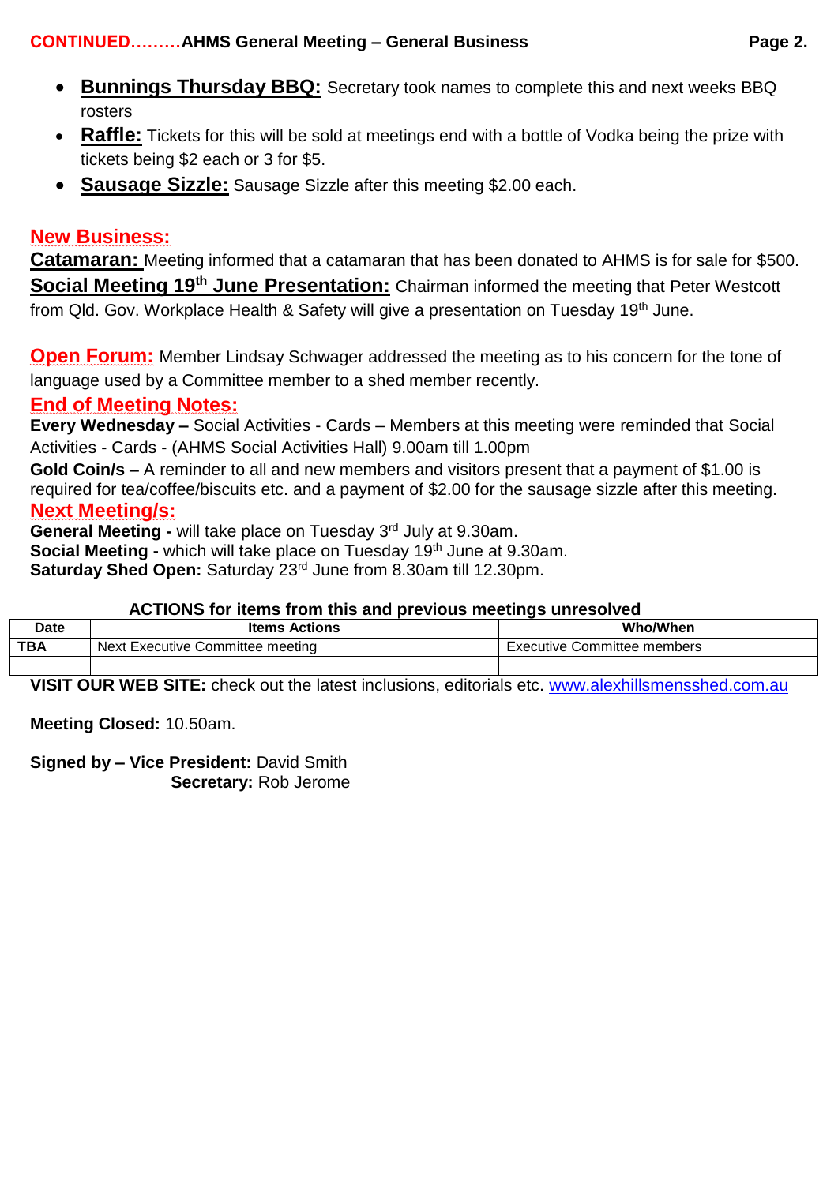**CONTINUED………AHMS General Meeting – General Business**

- **Bunnings Thursday BBQ:** Secretary took names to complete this and next weeks BBQ rosters
- **Raffle:** Tickets for this will be sold at meetings end with a bottle of Vodka being the prize with tickets being $2 each or 3 for $5.
- **Sausage Sizzle:** Sausage Sizzle after this meeting $2.00 each.

## New Business:

**Catamaran:** Meeting informed that a catamaran that has been donated to AHMS is for sale for $500.

**Social Meeting 19th June Presentation:** Chairman informed the meeting that Peter Westcott from Qld. Gov. Workplace Health & Safety will give a presentation on Tuesday 19th June.

**Open Forum:** Member Lindsay Schwager addressed the meeting as to his concern for the tone of language used by a Committee member to a shed member recently.

## End of Meeting Notes:

**Every Wednesday –** Social Activities - Cards – Members at this meeting were reminded that Social Activities - Cards - (AHMS Social Activities Hall) 9.00am till 1.00pm

**Gold Coin/s –** A reminder to all and new members and visitors present that a payment of $1.00 is required for tea/coffee/biscuits etc. and a payment of $2.00 for the sausage sizzle after this meeting.

## Next Meeting/s:

**General Meeting -** will take place on Tuesday 3rd July at 9.30am.
**Social Meeting -** which will take place on Tuesday 19th June at 9.30am.
**Saturday Shed Open:** Saturday 23rd June from 8.30am till 12.30pm.

**ACTIONS for items from this and previous meetings unresolved**

| Date | Items Actions | Who/When |
|---|---|---|
| TBA | Next Executive Committee meeting | Executive Committee members |
| | | |

**VISIT OUR WEB SITE:** check out the latest inclusions, editorials etc. www.alexhillsmensshed.com.au

**Meeting Closed:** 10.50am.

**Signed by – Vice President:** David Smith
**Secretary:** Rob Jerome